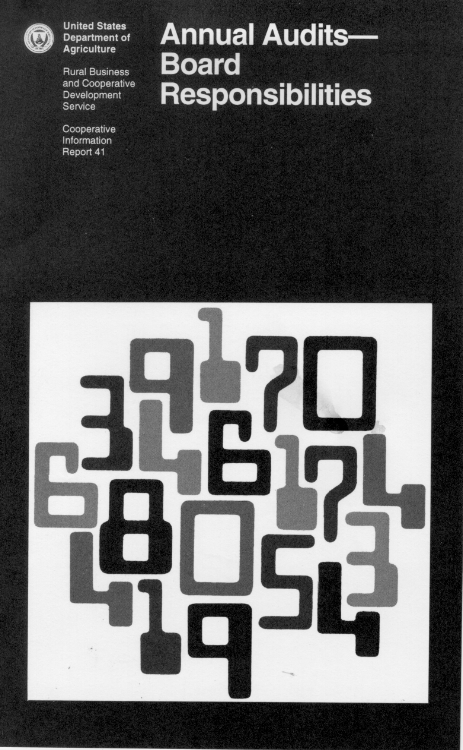United States Department of Agriculture

Rural Business and Cooperative Development Service

Cooperative Information Report 41

# Annual Audits— Board Responsibilities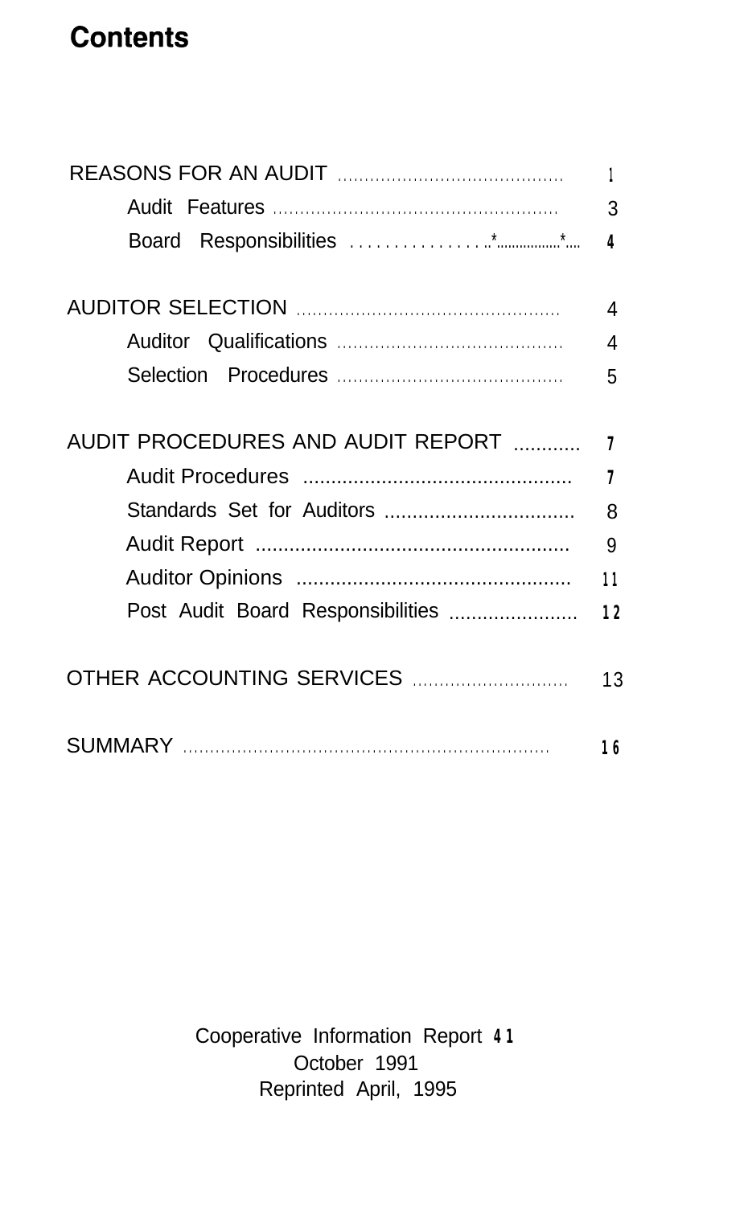# Contents

REASONS FOR AN AUDIT ........................................ 1
- Audit Features .................................................. 3
- Board Responsibilities ................*...............*.... 4

AUDITOR SELECTION ............................................. 4
- Auditor Qualifications ........................................ 4
- Selection Procedures ........................................ 5

AUDIT PROCEDURES AND AUDIT REPORT ............ 7
- Audit Procedures ............................................... 7
- Standards Set for Auditors .................................. 8
- Audit Report ........................................................ 9
- Auditor Opinions ................................................. 11
- Post Audit Board Responsibilities ....................... 12

OTHER ACCOUNTING SERVICES ............................ 13

SUMMARY ................................................................. 16

Cooperative Information Report 41
October 1991
Reprinted April, 1995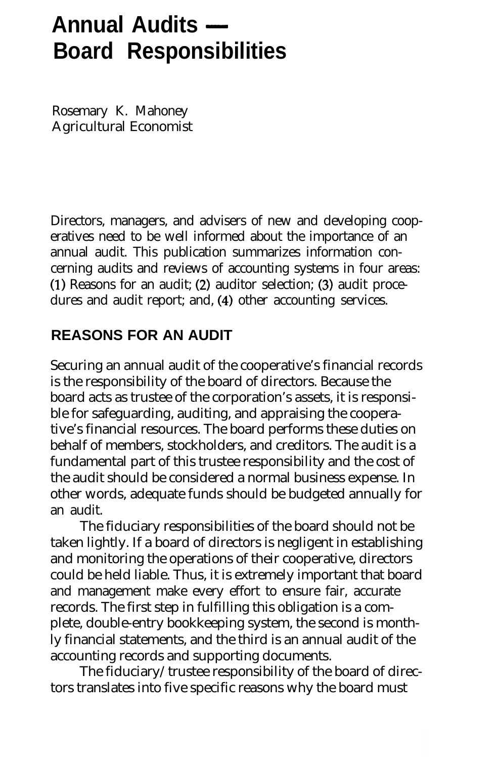# Annual Audits — Board Responsibilities

Rosemary K. Mahoney
Agricultural Economist

Directors, managers, and advisers of new and developing cooperatives need to be well informed about the importance of an annual audit. This publication summarizes information concerning audits and reviews of accounting systems in four areas: (1) Reasons for an audit; (2) auditor selection; (3) audit procedures and audit report; and, (4) other accounting services.

## REASONS FOR AN AUDIT

Securing an annual audit of the cooperative's financial records is the responsibility of the board of directors. Because the board acts as trustee of the corporation's assets, it is responsible for safeguarding, auditing, and appraising the cooperative's financial resources. The board performs these duties on behalf of members, stockholders, and creditors. The audit is a fundamental part of this trustee responsibility and the cost of the audit should be considered a normal business expense. In other words, adequate funds should be budgeted annually for an audit.

The fiduciary responsibilities of the board should not be taken lightly. If a board of directors is negligent in establishing and monitoring the operations of their cooperative, directors could be held liable. Thus, it is extremely important that board and management make every effort to ensure fair, accurate records. The first step in fulfilling this obligation is a complete, double-entry bookkeeping system, the second is monthly financial statements, and the third is an annual audit of the accounting records and supporting documents.

The fiduciary/trustee responsibility of the board of directors translates into five specific reasons why the board must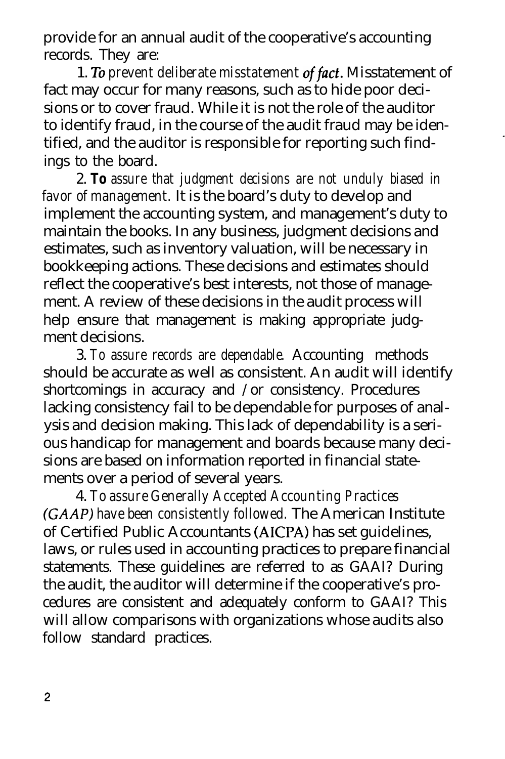provide for an annual audit of the cooperative's accounting records. They are:

1. *To prevent deliberate misstatement of fact.* Misstatement of fact may occur for many reasons, such as to hide poor decisions or to cover fraud. While it is not the role of the auditor to identify fraud, in the course of the audit fraud may be identified, and the auditor is responsible for reporting such findings to the board.

2. *To assure that judgment decisions are not unduly biased in favor of management.* It is the board's duty to develop and implement the accounting system, and management's duty to maintain the books. In any business, judgment decisions and estimates, such as inventory valuation, will be necessary in bookkeeping actions. These decisions and estimates should reflect the cooperative's best interests, not those of management. A review of these decisions in the audit process will help ensure that management is making appropriate judgment decisions.

3. *To assure records are dependable.* Accounting methods should be accurate as well as consistent. An audit will identify shortcomings in accuracy and /or consistency. Procedures lacking consistency fail to be dependable for purposes of analysis and decision making. This lack of dependability is a serious handicap for management and boards because many decisions are based on information reported in financial statements over a period of several years.

4. *To assure Generally Accepted Accounting Practices (GAAP) have been consistently followed.* The American Institute of Certified Public Accountants (AICPA) has set guidelines, laws, or rules used in accounting practices to prepare financial statements. These guidelines are referred to as GAAI? During the audit, the auditor will determine if the cooperative's procedures are consistent and adequately conform to GAAI? This will allow comparisons with organizations whose audits also follow standard practices.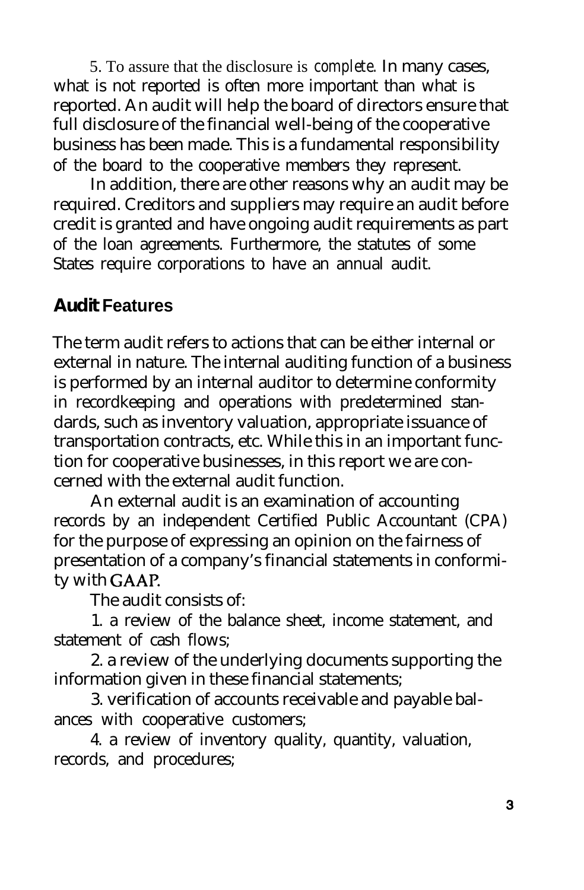5. To assure that the disclosure is *complete*. In many cases, what is not reported is often more important than what is reported. An audit will help the board of directors ensure that full disclosure of the financial well-being of the cooperative business has been made. This is a fundamental responsibility of the board to the cooperative members they represent.

In addition, there are other reasons why an audit may be required. Creditors and suppliers may require an audit before credit is granted and have ongoing audit requirements as part of the loan agreements. Furthermore, the statutes of some States require corporations to have an annual audit.

## Audit Features

The term audit refers to actions that can be either internal or external in nature. The internal auditing function of a business is performed by an internal auditor to determine conformity in recordkeeping and operations with predetermined standards, such as inventory valuation, appropriate issuance of transportation contracts, etc. While this in an important function for cooperative businesses, in this report we are concerned with the external audit function.

An external audit is an examination of accounting records by an independent Certified Public Accountant (CPA) for the purpose of expressing an opinion on the fairness of presentation of a company's financial statements in conformity with GAAP.

The audit consists of:

1. a review of the balance sheet, income statement, and statement of cash flows;
2. a review of the underlying documents supporting the information given in these financial statements;
3. verification of accounts receivable and payable balances with cooperative customers;
4. a review of inventory quality, quantity, valuation, records, and procedures;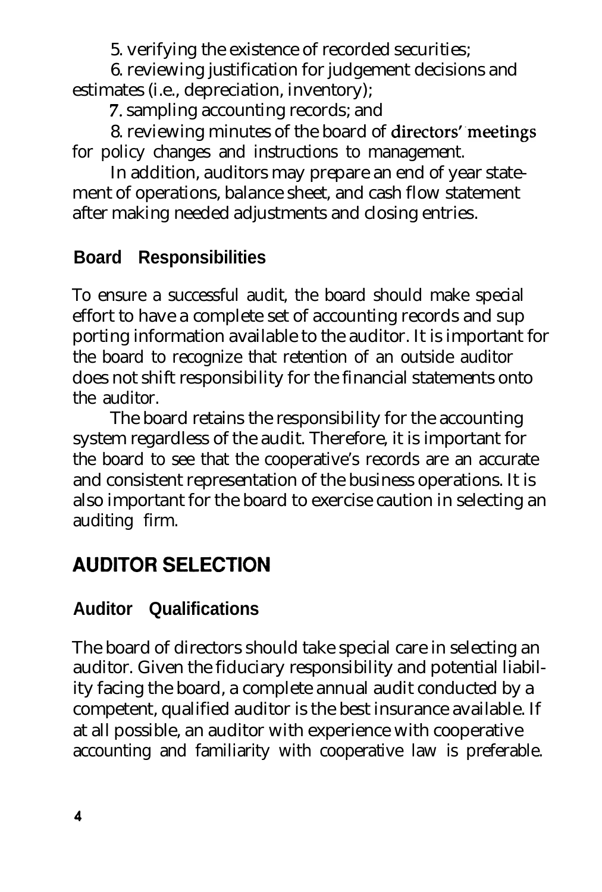5. verifying the existence of recorded securities;

6. reviewing justification for judgement decisions and estimates (i.e., depreciation, inventory);

7. sampling accounting records; and

8. reviewing minutes of the board of directors' meetings for policy changes and instructions to management.

In addition, auditors may prepare an end of year statement of operations, balance sheet, and cash flow statement after making needed adjustments and closing entries.

### Board Responsibilities

To ensure a successful audit, the board should make special effort to have a complete set of accounting records and supporting information available to the auditor. It is important for the board to recognize that retention of an outside auditor does not shift responsibility for the financial statements onto the auditor.

The board retains the responsibility for the accounting system regardless of the audit. Therefore, it is important for the board to see that the cooperative's records are an accurate and consistent representation of the business operations. It is also important for the board to exercise caution in selecting an auditing firm.

## AUDITOR SELECTION

### Auditor Qualifications

The board of directors should take special care in selecting an auditor. Given the fiduciary responsibility and potential liability facing the board, a complete annual audit conducted by a competent, qualified auditor is the best insurance available. If at all possible, an auditor with experience with cooperative accounting and familiarity with cooperative law is preferable.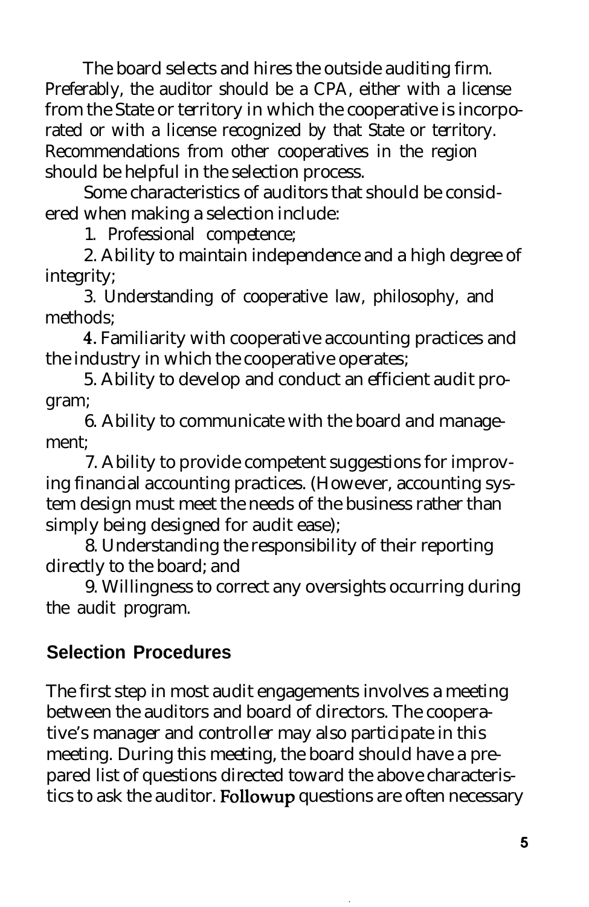The board selects and hires the outside auditing firm. Preferably, the auditor should be a CPA, either with a license from the State or territory in which the cooperative is incorporated or with a license recognized by that State or territory. Recommendations from other cooperatives in the region should be helpful in the selection process.

Some characteristics of auditors that should be considered when making a selection include:

1. Professional competence;

2. Ability to maintain independence and a high degree of integrity;

3. Understanding of cooperative law, philosophy, and methods;

4. Familiarity with cooperative accounting practices and the industry in which the cooperative operates;

5. Ability to develop and conduct an efficient audit program;

6. Ability to communicate with the board and management;

7. Ability to provide competent suggestions for improving financial accounting practices. (However, accounting system design must meet the needs of the business rather than simply being designed for audit ease);

8. Understanding the responsibility of their reporting directly to the board; and

9. Willingness to correct any oversights occurring during the audit program.

## Selection Procedures

The first step in most audit engagements involves a meeting between the auditors and board of directors. The cooperative's manager and controller may also participate in this meeting. During this meeting, the board should have a prepared list of questions directed toward the above characteristics to ask the auditor. Followup questions are often necessary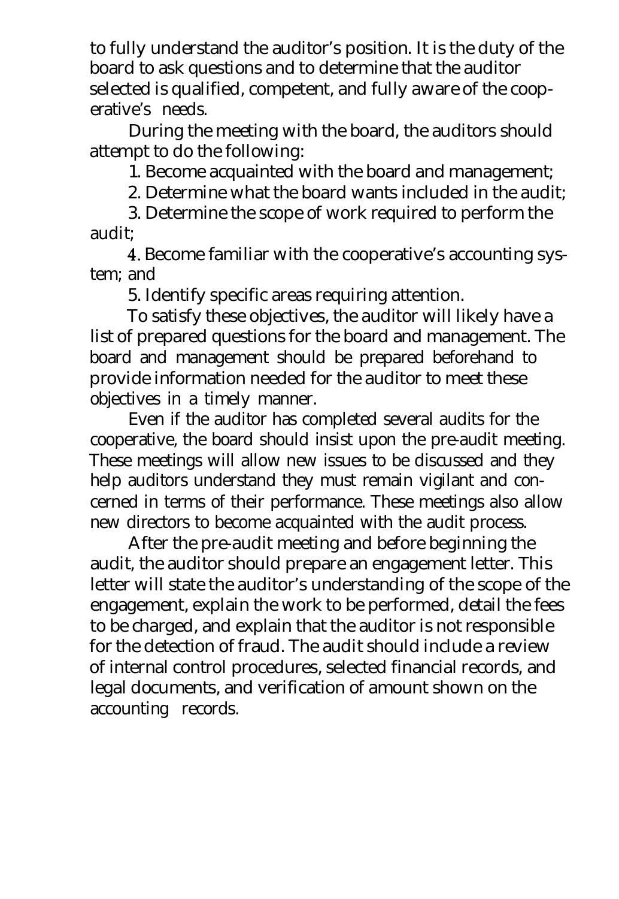to fully understand the auditor's position. It is the duty of the board to ask questions and to determine that the auditor selected is qualified, competent, and fully aware of the cooperative's needs.

During the meeting with the board, the auditors should attempt to do the following:

1. Become acquainted with the board and management;
2. Determine what the board wants included in the audit;
3. Determine the scope of work required to perform the audit;
4. Become familiar with the cooperative's accounting system; and
5. Identify specific areas requiring attention.

To satisfy these objectives, the auditor will likely have a list of prepared questions for the board and management. The board and management should be prepared beforehand to provide information needed for the auditor to meet these objectives in a timely manner.

Even if the auditor has completed several audits for the cooperative, the board should insist upon the pre-audit meeting. These meetings will allow new issues to be discussed and they help auditors understand they must remain vigilant and concerned in terms of their performance. These meetings also allow new directors to become acquainted with the audit process.

After the pre-audit meeting and before beginning the audit, the auditor should prepare an engagement letter. This letter will state the auditor's understanding of the scope of the engagement, explain the work to be performed, detail the fees to be charged, and explain that the auditor is not responsible for the detection of fraud. The audit should include a review of internal control procedures, selected financial records, and legal documents, and verification of amount shown on the accounting records.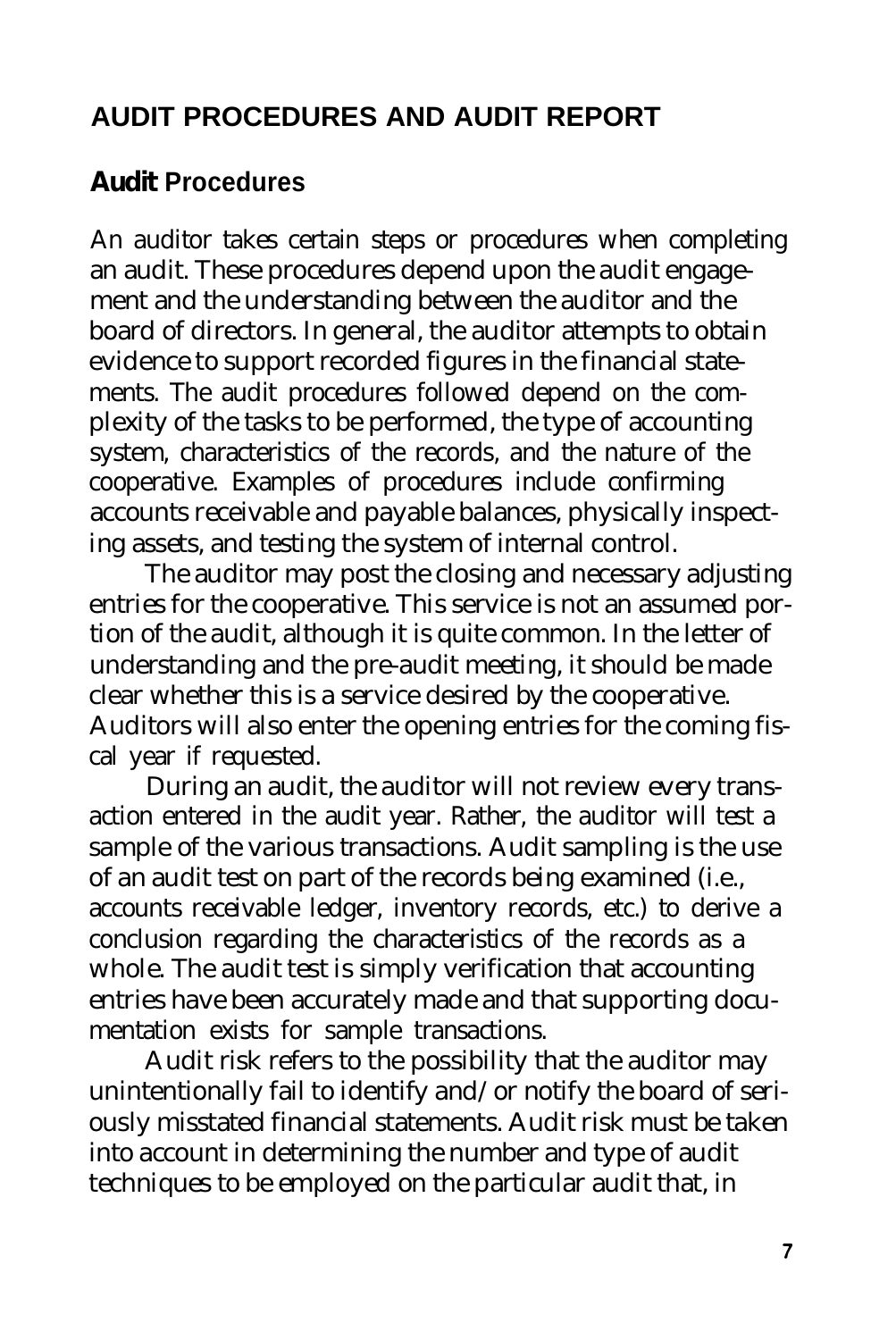## AUDIT PROCEDURES AND AUDIT REPORT

### Audit Procedures

An auditor takes certain steps or procedures when completing an audit. These procedures depend upon the audit engagement and the understanding between the auditor and the board of directors. In general, the auditor attempts to obtain evidence to support recorded figures in the financial statements. The audit procedures followed depend on the complexity of the tasks to be performed, the type of accounting system, characteristics of the records, and the nature of the cooperative. Examples of procedures include confirming accounts receivable and payable balances, physically inspecting assets, and testing the system of internal control.

The auditor may post the closing and necessary adjusting entries for the cooperative. This service is not an assumed portion of the audit, although it is quite common. In the letter of understanding and the pre-audit meeting, it should be made clear whether this is a service desired by the cooperative. Auditors will also enter the opening entries for the coming fiscal year if requested.

During an audit, the auditor will not review every transaction entered in the audit year. Rather, the auditor will test a sample of the various transactions. Audit sampling is the use of an audit test on part of the records being examined (i.e., accounts receivable ledger, inventory records, etc.) to derive a conclusion regarding the characteristics of the records as a whole. The audit test is simply verification that accounting entries have been accurately made and that supporting documentation exists for sample transactions.

Audit risk refers to the possibility that the auditor may unintentionally fail to identify and/or notify the board of seriously misstated financial statements. Audit risk must be taken into account in determining the number and type of audit techniques to be employed on the particular audit that, in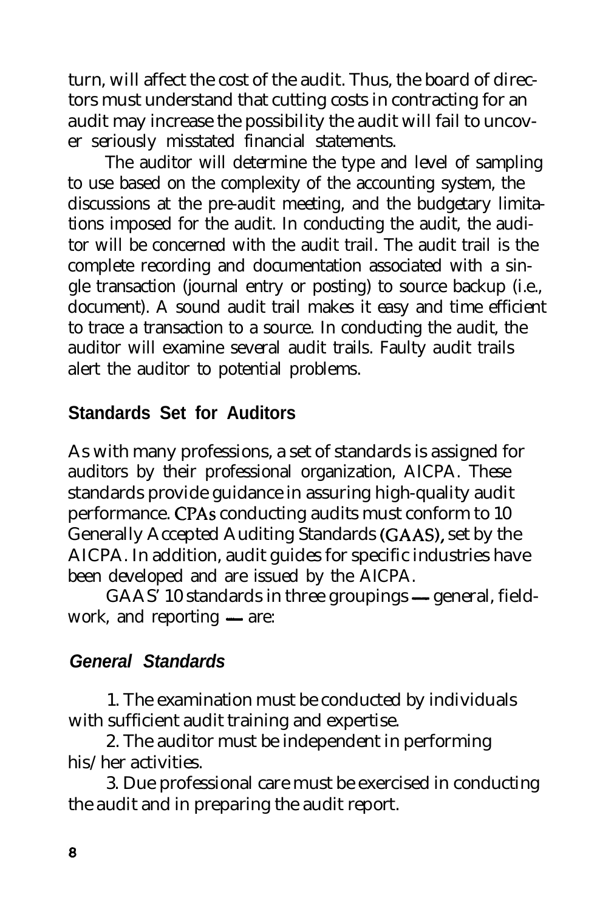turn, will affect the cost of the audit. Thus, the board of directors must understand that cutting costs in contracting for an audit may increase the possibility the audit will fail to uncover seriously misstated financial statements.

The auditor will determine the type and level of sampling to use based on the complexity of the accounting system, the discussions at the pre-audit meeting, and the budgetary limitations imposed for the audit. In conducting the audit, the auditor will be concerned with the audit trail. The audit trail is the complete recording and documentation associated with a single transaction (journal entry or posting) to source backup (i.e., document). A sound audit trail makes it easy and time efficient to trace a transaction to a source. In conducting the audit, the auditor will examine several audit trails. Faulty audit trails alert the auditor to potential problems.

## Standards Set for Auditors

As with many professions, a set of standards is assigned for auditors by their professional organization, AICPA. These standards provide guidance in assuring high-quality audit performance. CPAs conducting audits must conform to 10 Generally Accepted Auditing Standards (GAAS), set by the AICPA. In addition, audit guides for specific industries have been developed and are issued by the AICPA.

GAAS' 10 standards in three groupings — general, fieldwork, and reporting — are:

### *General Standards*

1. The examination must be conducted by individuals with sufficient audit training and expertise.

2. The auditor must be independent in performing his/her activities.

3. Due professional care must be exercised in conducting the audit and in preparing the audit report.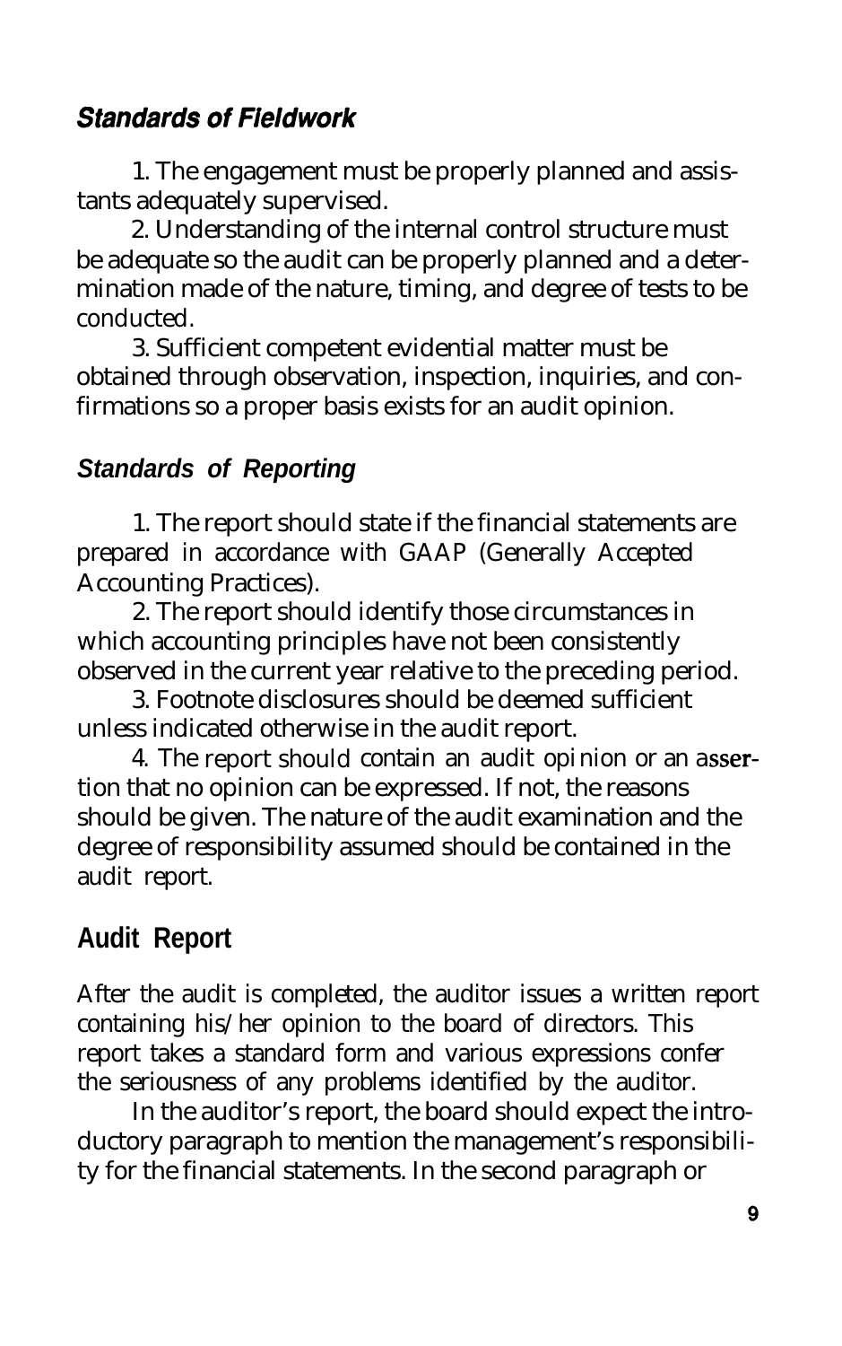### *Standards of Fieldwork*

1. The engagement must be properly planned and assistants adequately supervised.

2. Understanding of the internal control structure must be adequate so the audit can be properly planned and a determination made of the nature, timing, and degree of tests to be conducted.

3. Sufficient competent evidential matter must be obtained through observation, inspection, inquiries, and confirmations so a proper basis exists for an audit opinion.

### *Standards of Reporting*

1. The report should state if the financial statements are prepared in accordance with GAAP (Generally Accepted Accounting Practices).

2. The report should identify those circumstances in which accounting principles have not been consistently observed in the current year relative to the preceding period.

3. Footnote disclosures should be deemed sufficient unless indicated otherwise in the audit report.

4. The report should contain an audit opinion or an assertion that no opinion can be expressed. If not, the reasons should be given. The nature of the audit examination and the degree of responsibility assumed should be contained in the audit report.

## Audit Report

After the audit is completed, the auditor issues a written report containing his/her opinion to the board of directors. This report takes a standard form and various expressions confer the seriousness of any problems identified by the auditor.

In the auditor's report, the board should expect the introductory paragraph to mention the management's responsibility for the financial statements. In the second paragraph or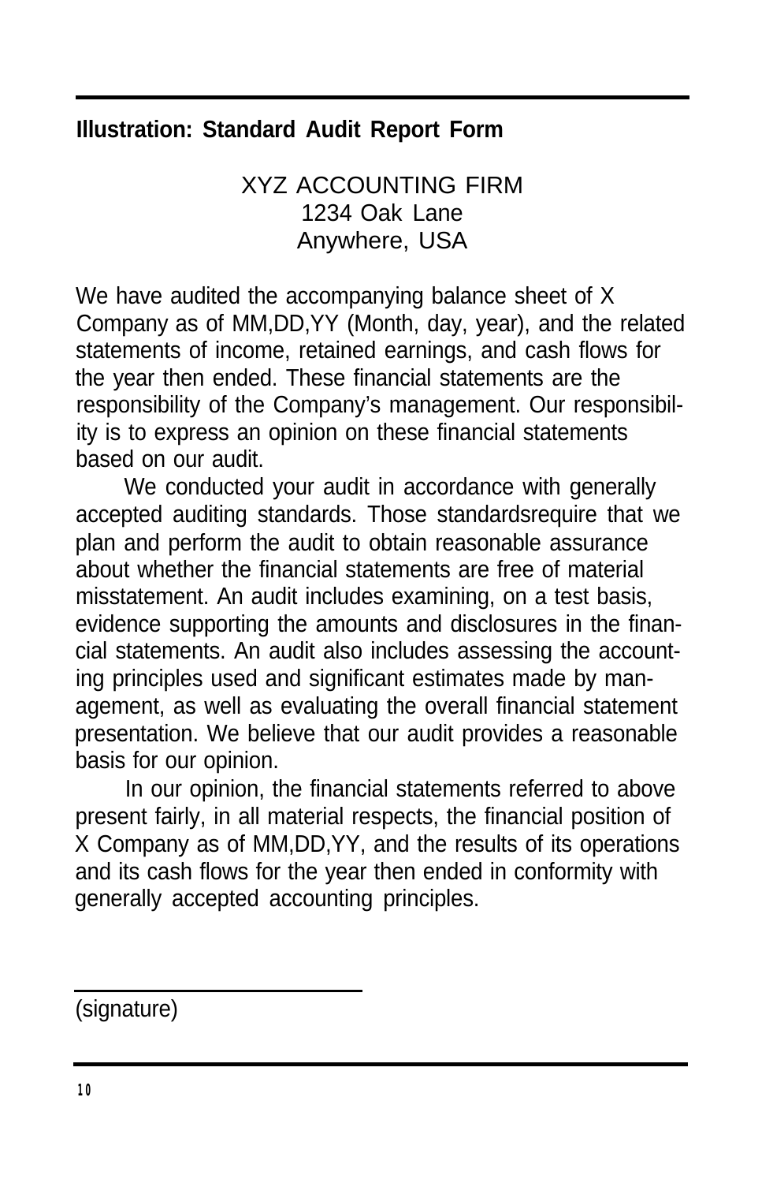**Illustration: Standard Audit Report Form**

XYZ ACCOUNTING FIRM
1234 Oak Lane
Anywhere, USA

We have audited the accompanying balance sheet of X Company as of MM,DD,YY (Month, day, year), and the related statements of income, retained earnings, and cash flows for the year then ended. These financial statements are the responsibility of the Company's management. Our responsibility is to express an opinion on these financial statements based on our audit.

We conducted your audit in accordance with generally accepted auditing standards. Those standardsrequire that we plan and perform the audit to obtain reasonable assurance about whether the financial statements are free of material misstatement. An audit includes examining, on a test basis, evidence supporting the amounts and disclosures in the financial statements. An audit also includes assessing the accounting principles used and significant estimates made by management, as well as evaluating the overall financial statement presentation. We believe that our audit provides a reasonable basis for our opinion.

In our opinion, the financial statements referred to above present fairly, in all material respects, the financial position of X Company as of MM,DD,YY, and the results of its operations and its cash flows for the year then ended in conformity with generally accepted accounting principles.

\_\_\_\_\_\_\_\_\_\_\_\_\_\_\_\_\_\_\_\_\_\_\_\_\_\_

(signature)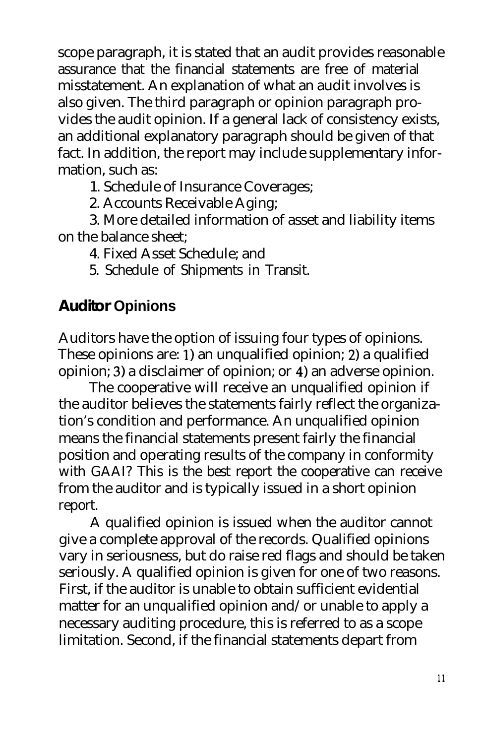scope paragraph, it is stated that an audit provides reasonable assurance that the financial statements are free of material misstatement. An explanation of what an audit involves is also given. The third paragraph or opinion paragraph provides the audit opinion. If a general lack of consistency exists, an additional explanatory paragraph should be given of that fact. In addition, the report may include supplementary information, such as:

1. Schedule of Insurance Coverages;
2. Accounts Receivable Aging;
3. More detailed information of asset and liability items on the balance sheet;
4. Fixed Asset Schedule; and
5. Schedule of Shipments in Transit.

## Auditor Opinions

Auditors have the option of issuing four types of opinions. These opinions are: 1) an unqualified opinion; 2) a qualified opinion; 3) a disclaimer of opinion; or 4) an adverse opinion.

The cooperative will receive an unqualified opinion if the auditor believes the statements fairly reflect the organization's condition and performance. An unqualified opinion means the financial statements present fairly the financial position and operating results of the company in conformity with GAAI? This is the best report the cooperative can receive from the auditor and is typically issued in a short opinion report.

A qualified opinion is issued when the auditor cannot give a complete approval of the records. Qualified opinions vary in seriousness, but do raise red flags and should be taken seriously. A qualified opinion is given for one of two reasons. First, if the auditor is unable to obtain sufficient evidential matter for an unqualified opinion and/or unable to apply a necessary auditing procedure, this is referred to as a scope limitation. Second, if the financial statements depart from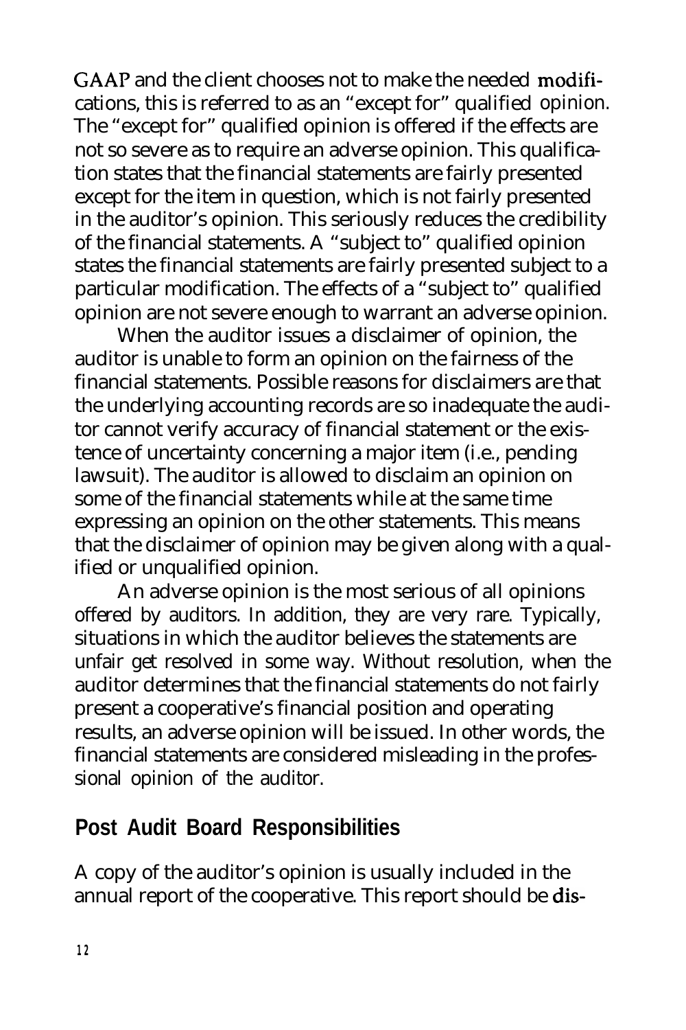GAAP and the client chooses not to make the needed modifications, this is referred to as an "except for" qualified opinion. The "except for" qualified opinion is offered if the effects are not so severe as to require an adverse opinion. This qualification states that the financial statements are fairly presented except for the item in question, which is not fairly presented in the auditor's opinion. This seriously reduces the credibility of the financial statements. A "subject to" qualified opinion states the financial statements are fairly presented subject to a particular modification. The effects of a "subject to" qualified opinion are not severe enough to warrant an adverse opinion.

When the auditor issues a disclaimer of opinion, the auditor is unable to form an opinion on the fairness of the financial statements. Possible reasons for disclaimers are that the underlying accounting records are so inadequate the auditor cannot verify accuracy of financial statement or the existence of uncertainty concerning a major item (i.e., pending lawsuit). The auditor is allowed to disclaim an opinion on some of the financial statements while at the same time expressing an opinion on the other statements. This means that the disclaimer of opinion may be given along with a qualified or unqualified opinion.

An adverse opinion is the most serious of all opinions offered by auditors. In addition, they are very rare. Typically, situations in which the auditor believes the statements are unfair get resolved in some way. Without resolution, when the auditor determines that the financial statements do not fairly present a cooperative's financial position and operating results, an adverse opinion will be issued. In other words, the financial statements are considered misleading in the professional opinion of the auditor.

## Post Audit Board Responsibilities

A copy of the auditor's opinion is usually included in the annual report of the cooperative. This report should be dis-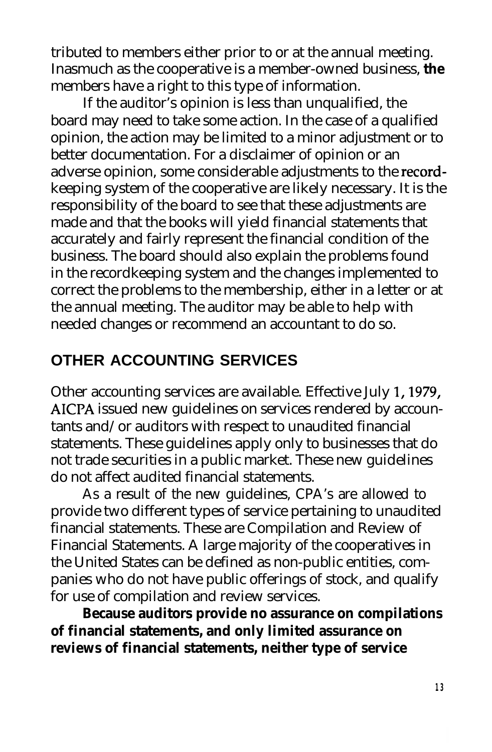tributed to members either prior to or at the annual meeting. Inasmuch as the cooperative is a member-owned business, **the** members have a right to this type of information.

If the auditor's opinion is less than unqualified, the board may need to take some action. In the case of a qualified opinion, the action may be limited to a minor adjustment or to better documentation. For a disclaimer of opinion or an adverse opinion, some considerable adjustments to the recordkeeping system of the cooperative are likely necessary. It is the responsibility of the board to see that these adjustments are made and that the books will yield financial statements that accurately and fairly represent the financial condition of the business. The board should also explain the problems found in the recordkeeping system and the changes implemented to correct the problems to the membership, either in a letter or at the annual meeting. The auditor may be able to help with needed changes or recommend an accountant to do so.

## OTHER ACCOUNTING SERVICES

Other accounting services are available. Effective July 1, 1979, AICPA issued new guidelines on services rendered by accountants and/ or auditors with respect to unaudited financial statements. These guidelines apply only to businesses that do not trade securities in a public market. These new guidelines do not affect audited financial statements.

As a result of the new guidelines, CPA's are allowed to provide two different types of service pertaining to unaudited financial statements. These are Compilation and Review of Financial Statements. A large majority of the cooperatives in the United States can be defined as non-public entities, companies who do not have public offerings of stock, and qualify for use of compilation and review services.

**Because auditors provide no assurance on compilations of financial statements, and only limited assurance on reviews of financial statements, neither type of service**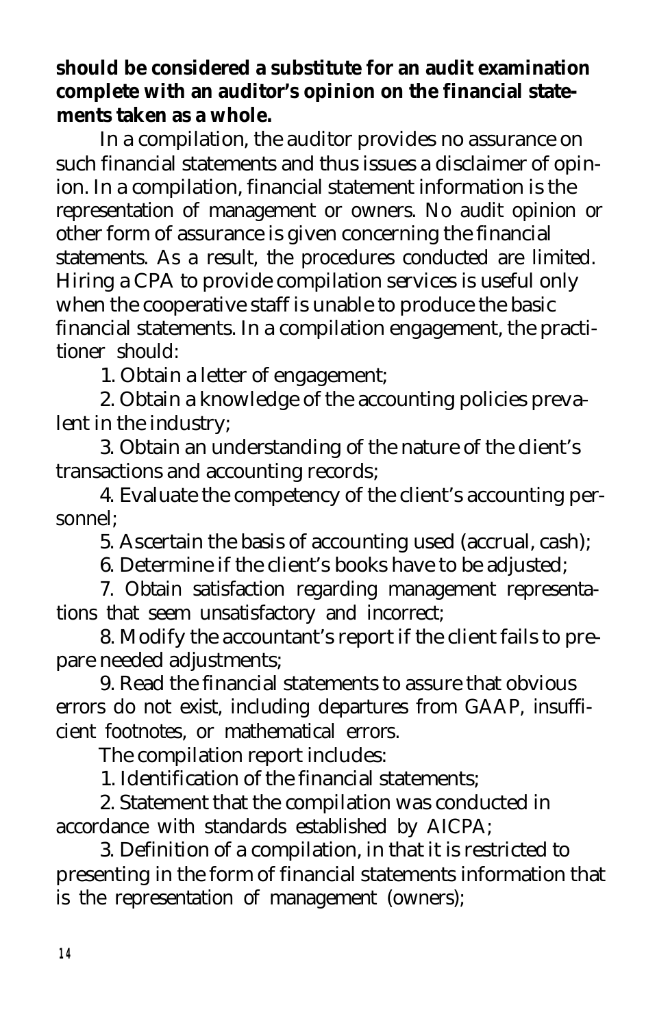**should be considered a substitute for an audit examination complete with an auditor's opinion on the financial statements taken as a whole.**

In a compilation, the auditor provides no assurance on such financial statements and thus issues a disclaimer of opinion. In a compilation, financial statement information is the representation of management or owners. No audit opinion or other form of assurance is given concerning the financial statements. As a result, the procedures conducted are limited. Hiring a CPA to provide compilation services is useful only when the cooperative staff is unable to produce the basic financial statements. In a compilation engagement, the practitioner should:

1. Obtain a letter of engagement;
2. Obtain a knowledge of the accounting policies prevalent in the industry;
3. Obtain an understanding of the nature of the client's transactions and accounting records;
4. Evaluate the competency of the client's accounting personnel;
5. Ascertain the basis of accounting used (accrual, cash);
6. Determine if the client's books have to be adjusted;
7. Obtain satisfaction regarding management representations that seem unsatisfactory and incorrect;
8. Modify the accountant's report if the client fails to prepare needed adjustments;
9. Read the financial statements to assure that obvious errors do not exist, including departures from GAAP, insufficient footnotes, or mathematical errors.

The compilation report includes:

1. Identification of the financial statements;
2. Statement that the compilation was conducted in accordance with standards established by AICPA;
3. Definition of a compilation, in that it is restricted to presenting in the form of financial statements information that is the representation of management (owners);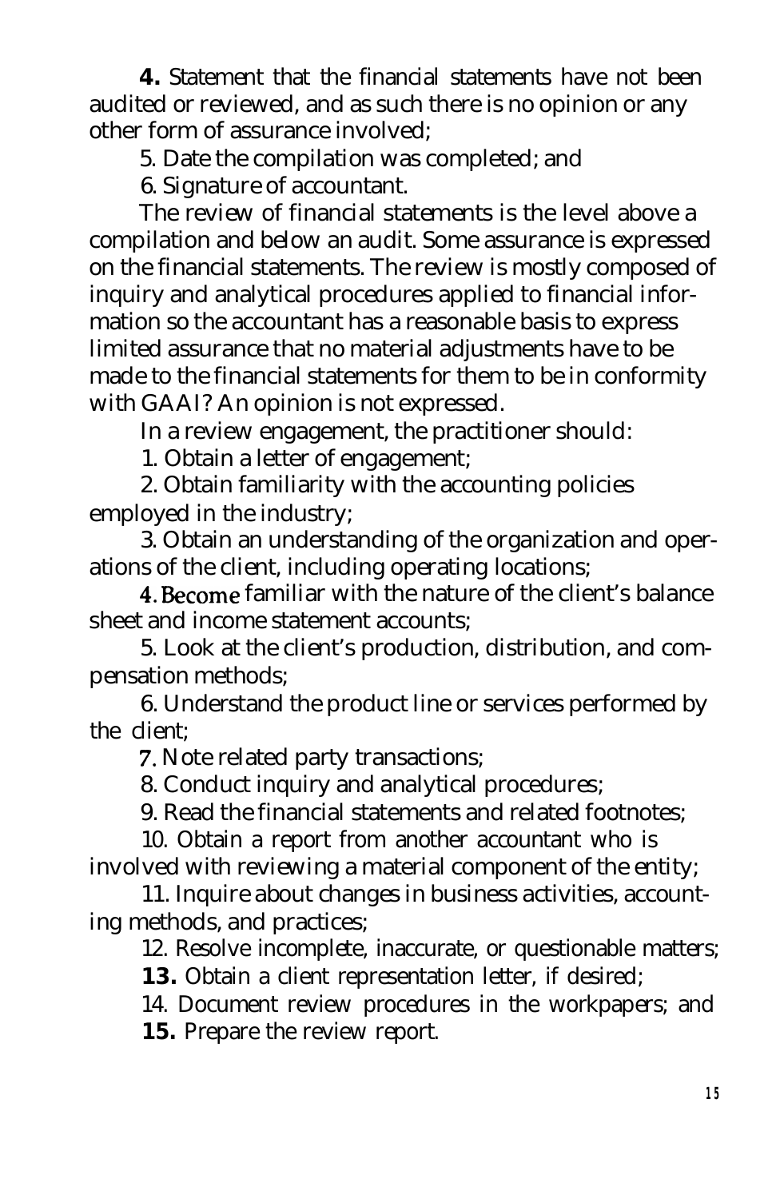4. Statement that the financial statements have not been audited or reviewed, and as such there is no opinion or any other form of assurance involved;

5. Date the compilation was completed; and

6. Signature of accountant.

The review of financial statements is the level above a compilation and below an audit. Some assurance is expressed on the financial statements. The review is mostly composed of inquiry and analytical procedures applied to financial information so the accountant has a reasonable basis to express limited assurance that no material adjustments have to be made to the financial statements for them to be in conformity with GAAI? An opinion is not expressed.

In a review engagement, the practitioner should:

1. Obtain a letter of engagement;
2. Obtain familiarity with the accounting policies employed in the industry;
3. Obtain an understanding of the organization and operations of the client, including operating locations;
4. Become familiar with the nature of the client's balance sheet and income statement accounts;
5. Look at the client's production, distribution, and compensation methods;
6. Understand the product line or services performed by the client;
7. Note related party transactions;
8. Conduct inquiry and analytical procedures;
9. Read the financial statements and related footnotes;
10. Obtain a report from another accountant who is involved with reviewing a material component of the entity;
11. Inquire about changes in business activities, accounting methods, and practices;
12. Resolve incomplete, inaccurate, or questionable matters;
13. Obtain a client representation letter, if desired;
14. Document review procedures in the workpapers; and
15. Prepare the review report.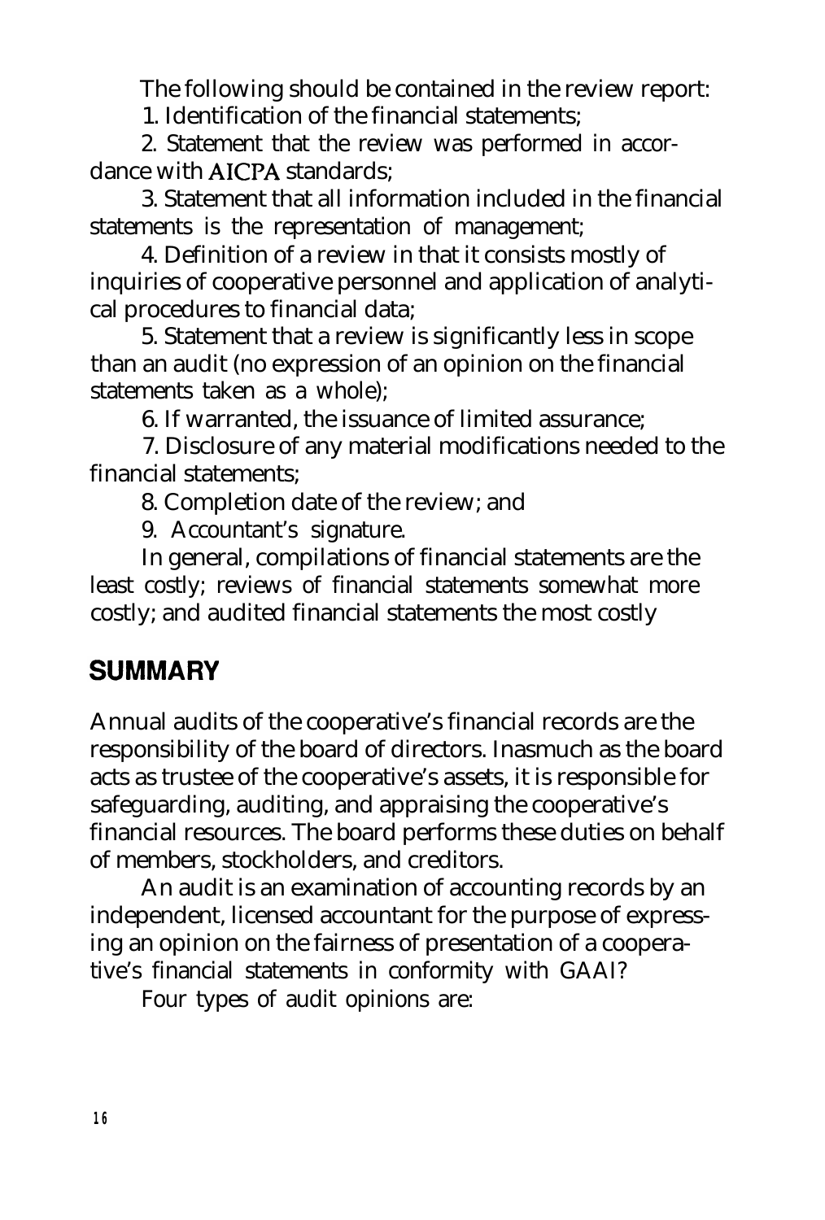The following should be contained in the review report:

1. Identification of the financial statements;
2. Statement that the review was performed in accordance with AICPA standards;
3. Statement that all information included in the financial statements is the representation of management;
4. Definition of a review in that it consists mostly of inquiries of cooperative personnel and application of analytical procedures to financial data;
5. Statement that a review is significantly less in scope than an audit (no expression of an opinion on the financial statements taken as a whole);
6. If warranted, the issuance of limited assurance;
7. Disclosure of any material modifications needed to the financial statements;
8. Completion date of the review; and
9. Accountant's signature.

In general, compilations of financial statements are the least costly; reviews of financial statements somewhat more costly; and audited financial statements the most costly

## SUMMARY

Annual audits of the cooperative's financial records are the responsibility of the board of directors. Inasmuch as the board acts as trustee of the cooperative's assets, it is responsible for safeguarding, auditing, and appraising the cooperative's financial resources. The board performs these duties on behalf of members, stockholders, and creditors.

An audit is an examination of accounting records by an independent, licensed accountant for the purpose of expressing an opinion on the fairness of presentation of a cooperative's financial statements in conformity with GAAI?

Four types of audit opinions are: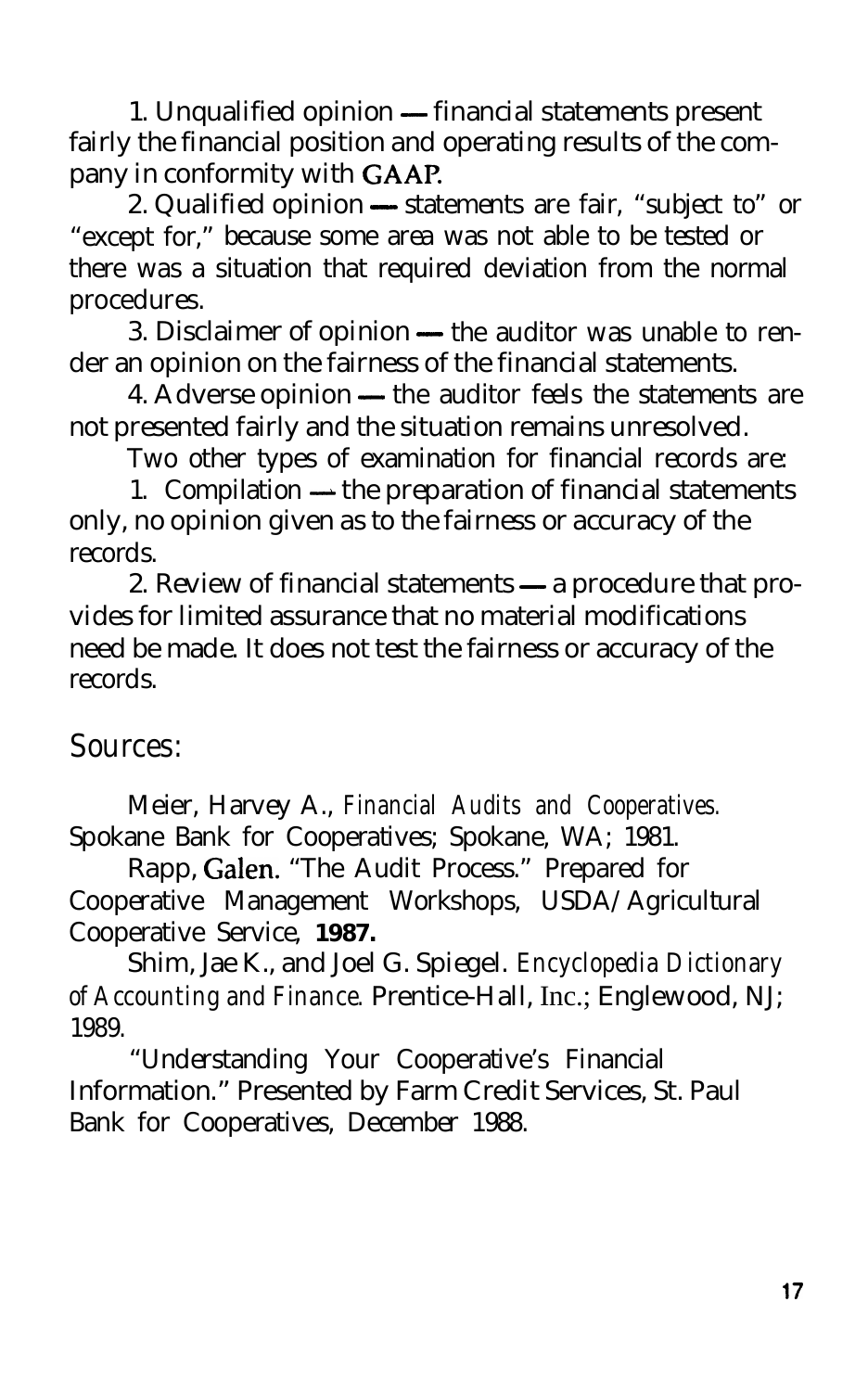1. Unqualified opinion — financial statements present fairly the financial position and operating results of the company in conformity with GAAP.

2. Qualified opinion — statements are fair, "subject to" or "except for," because some area was not able to be tested or there was a situation that required deviation from the normal procedures.

3. Disclaimer of opinion — the auditor was unable to render an opinion on the fairness of the financial statements.

4. Adverse opinion — the auditor feels the statements are not presented fairly and the situation remains unresolved.

Two other types of examination for financial records are:

1. Compilation — the preparation of financial statements only, no opinion given as to the fairness or accuracy of the records.

2. Review of financial statements — a procedure that provides for limited assurance that no material modifications need be made. It does not test the fairness or accuracy of the records.

## Sources:

Meier, Harvey A., *Financial Audits and Cooperatives.* Spokane Bank for Cooperatives; Spokane, WA; 1981.

Rapp, Galen. "The Audit Process." Prepared for Cooperative Management Workshops, USDA/Agricultural Cooperative Service, **1987.**

Shim, Jae K., and Joel G. Spiegel. *Encyclopedia Dictionary of Accounting and Finance.* Prentice-Hall, Inc.; Englewood, NJ; 1989.

"Understanding Your Cooperative's Financial Information." Presented by Farm Credit Services, St. Paul Bank for Cooperatives, December 1988.